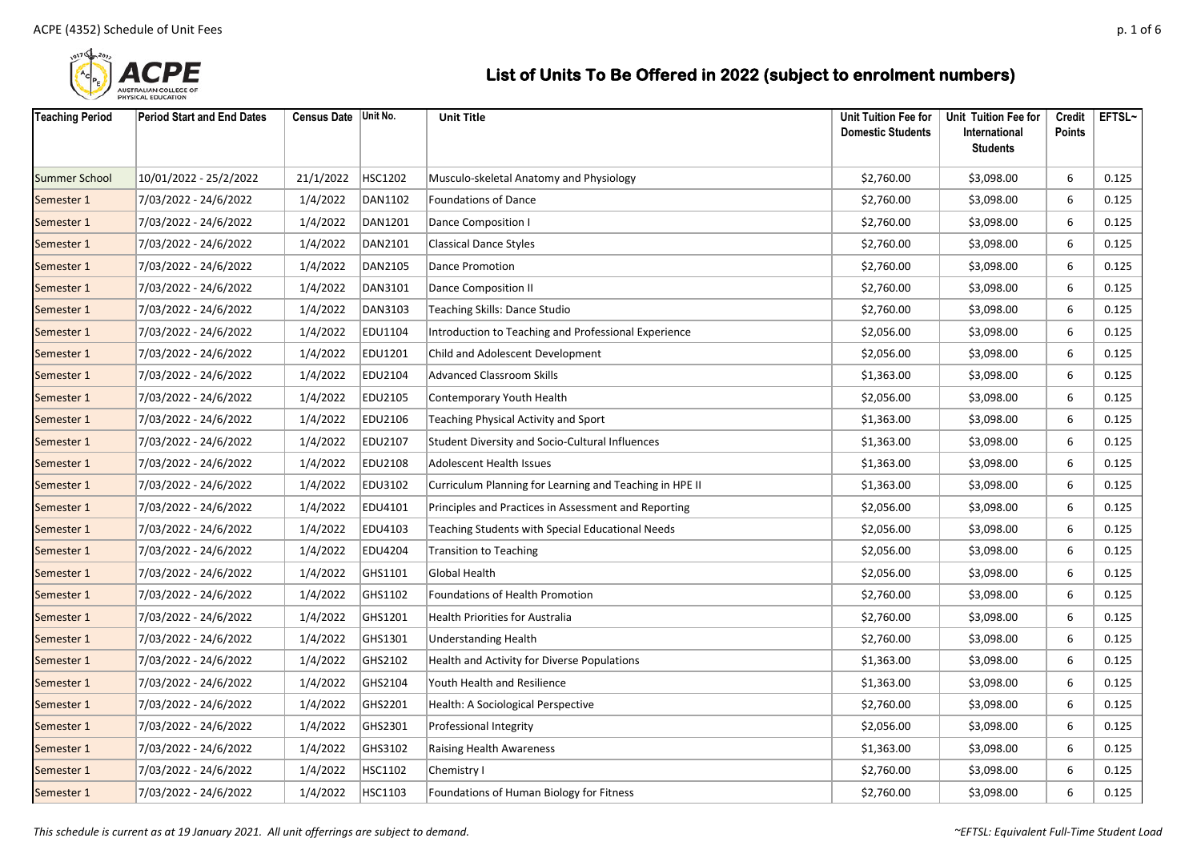# List of Units To Be Offered in 2022 (subject to enrolment numbers)

| Teaching Period | Period Start and End Dates | Census Date | Unit No. | Unit Title | Unit Tuition Fee for Domestic Students | Unit Tuition Fee for International Students | Credit Points | EFTSL~ |
|---|---|---|---|---|---|---|---|---|
| Summer School | 10/01/2022 - 25/2/2022 | 21/1/2022 | HSC1202 | Musculo-skeletal Anatomy and Physiology | $2,760.00 | $3,098.00 | 6 | 0.125 |
| Semester 1 | 7/03/2022 - 24/6/2022 | 1/4/2022 | DAN1102 | Foundations of Dance | $2,760.00 | $3,098.00 | 6 | 0.125 |
| Semester 1 | 7/03/2022 - 24/6/2022 | 1/4/2022 | DAN1201 | Dance Composition I | $2,760.00 | $3,098.00 | 6 | 0.125 |
| Semester 1 | 7/03/2022 - 24/6/2022 | 1/4/2022 | DAN2101 | Classical Dance Styles | $2,760.00 | $3,098.00 | 6 | 0.125 |
| Semester 1 | 7/03/2022 - 24/6/2022 | 1/4/2022 | DAN2105 | Dance Promotion | $2,760.00 | $3,098.00 | 6 | 0.125 |
| Semester 1 | 7/03/2022 - 24/6/2022 | 1/4/2022 | DAN3101 | Dance Composition II | $2,760.00 | $3,098.00 | 6 | 0.125 |
| Semester 1 | 7/03/2022 - 24/6/2022 | 1/4/2022 | DAN3103 | Teaching Skills: Dance Studio | $2,760.00 | $3,098.00 | 6 | 0.125 |
| Semester 1 | 7/03/2022 - 24/6/2022 | 1/4/2022 | EDU1104 | Introduction to Teaching and Professional Experience | $2,056.00 | $3,098.00 | 6 | 0.125 |
| Semester 1 | 7/03/2022 - 24/6/2022 | 1/4/2022 | EDU1201 | Child and Adolescent Development | $2,056.00 | $3,098.00 | 6 | 0.125 |
| Semester 1 | 7/03/2022 - 24/6/2022 | 1/4/2022 | EDU2104 | Advanced Classroom Skills | $1,363.00 | $3,098.00 | 6 | 0.125 |
| Semester 1 | 7/03/2022 - 24/6/2022 | 1/4/2022 | EDU2105 | Contemporary Youth Health | $2,056.00 | $3,098.00 | 6 | 0.125 |
| Semester 1 | 7/03/2022 - 24/6/2022 | 1/4/2022 | EDU2106 | Teaching Physical Activity and Sport | $1,363.00 | $3,098.00 | 6 | 0.125 |
| Semester 1 | 7/03/2022 - 24/6/2022 | 1/4/2022 | EDU2107 | Student Diversity and Socio-Cultural Influences | $1,363.00 | $3,098.00 | 6 | 0.125 |
| Semester 1 | 7/03/2022 - 24/6/2022 | 1/4/2022 | EDU2108 | Adolescent Health Issues | $1,363.00 | $3,098.00 | 6 | 0.125 |
| Semester 1 | 7/03/2022 - 24/6/2022 | 1/4/2022 | EDU3102 | Curriculum Planning for Learning and Teaching in HPE II | $1,363.00 | $3,098.00 | 6 | 0.125 |
| Semester 1 | 7/03/2022 - 24/6/2022 | 1/4/2022 | EDU4101 | Principles and Practices in Assessment and Reporting | $2,056.00 | $3,098.00 | 6 | 0.125 |
| Semester 1 | 7/03/2022 - 24/6/2022 | 1/4/2022 | EDU4103 | Teaching Students with Special Educational Needs | $2,056.00 | $3,098.00 | 6 | 0.125 |
| Semester 1 | 7/03/2022 - 24/6/2022 | 1/4/2022 | EDU4204 | Transition to Teaching | $2,056.00 | $3,098.00 | 6 | 0.125 |
| Semester 1 | 7/03/2022 - 24/6/2022 | 1/4/2022 | GHS1101 | Global Health | $2,056.00 | $3,098.00 | 6 | 0.125 |
| Semester 1 | 7/03/2022 - 24/6/2022 | 1/4/2022 | GHS1102 | Foundations of Health Promotion | $2,760.00 | $3,098.00 | 6 | 0.125 |
| Semester 1 | 7/03/2022 - 24/6/2022 | 1/4/2022 | GHS1201 | Health Priorities for Australia | $2,760.00 | $3,098.00 | 6 | 0.125 |
| Semester 1 | 7/03/2022 - 24/6/2022 | 1/4/2022 | GHS1301 | Understanding Health | $2,760.00 | $3,098.00 | 6 | 0.125 |
| Semester 1 | 7/03/2022 - 24/6/2022 | 1/4/2022 | GHS2102 | Health and Activity for Diverse Populations | $1,363.00 | $3,098.00 | 6 | 0.125 |
| Semester 1 | 7/03/2022 - 24/6/2022 | 1/4/2022 | GHS2104 | Youth Health and Resilience | $1,363.00 | $3,098.00 | 6 | 0.125 |
| Semester 1 | 7/03/2022 - 24/6/2022 | 1/4/2022 | GHS2201 | Health: A Sociological Perspective | $2,760.00 | $3,098.00 | 6 | 0.125 |
| Semester 1 | 7/03/2022 - 24/6/2022 | 1/4/2022 | GHS2301 | Professional Integrity | $2,056.00 | $3,098.00 | 6 | 0.125 |
| Semester 1 | 7/03/2022 - 24/6/2022 | 1/4/2022 | GHS3102 | Raising Health Awareness | $1,363.00 | $3,098.00 | 6 | 0.125 |
| Semester 1 | 7/03/2022 - 24/6/2022 | 1/4/2022 | HSC1102 | Chemistry I | $2,760.00 | $3,098.00 | 6 | 0.125 |
| Semester 1 | 7/03/2022 - 24/6/2022 | 1/4/2022 | HSC1103 | Foundations of Human Biology for Fitness | $2,760.00 | $3,098.00 | 6 | 0.125 |

*This schedule is current as at 19 January 2021. All unit offerrings are subject to demand.*

*~EFTSL: Equivalent Full-Time Student Load*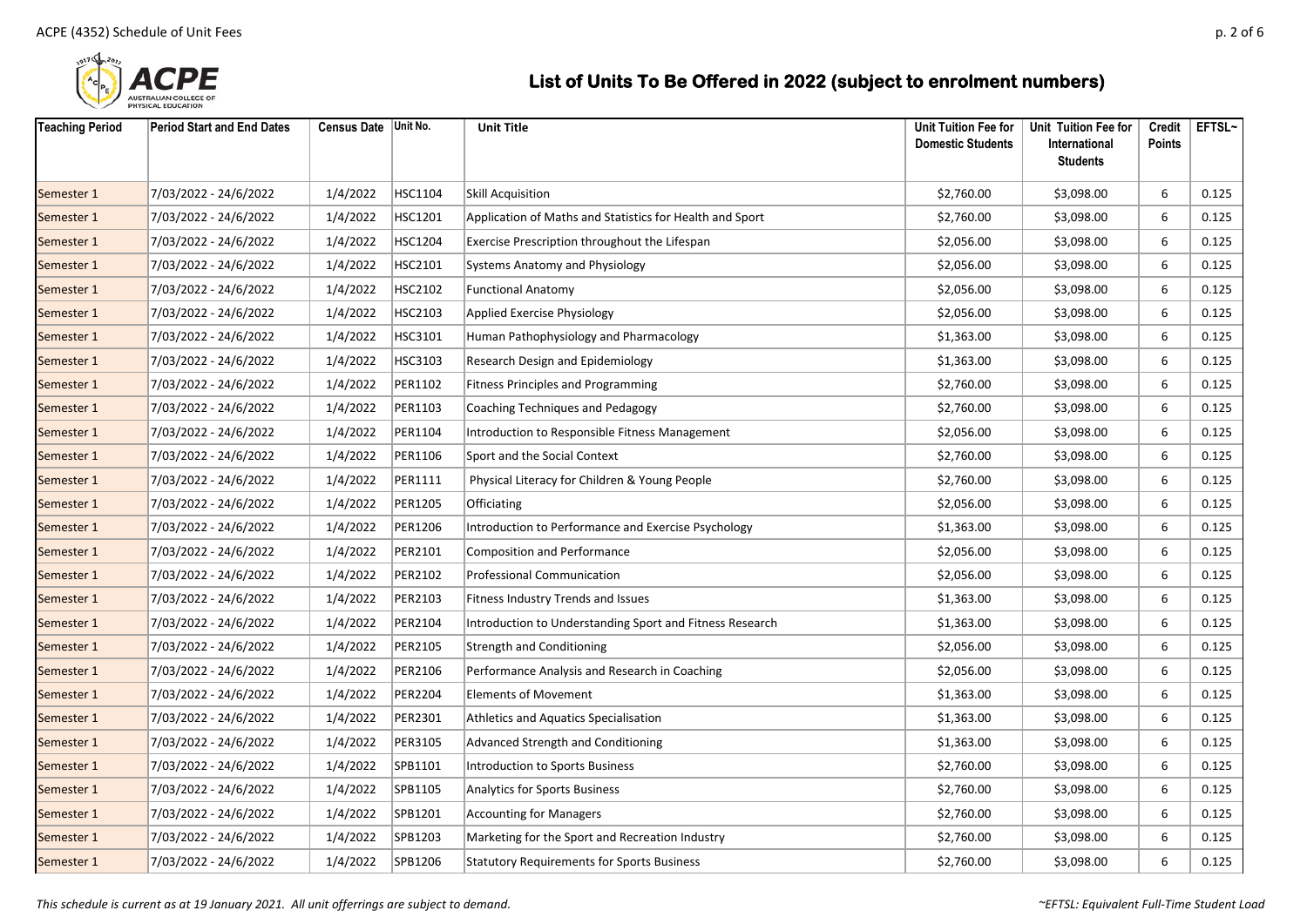## List of Units To Be Offered in 2022 (subject to enrolment numbers)

| Teaching Period | Period Start and End Dates | Census Date | Unit No. | Unit Title | Unit Tuition Fee for Domestic Students | Unit Tuition Fee for International Students | Credit Points | EFTSL~ |
|---|---|---|---|---|---|---|---|---|
| Semester 1 | 7/03/2022 - 24/6/2022 | 1/4/2022 | HSC1104 | Skill Acquisition | $2,760.00 | $3,098.00 | 6 | 0.125 |
| Semester 1 | 7/03/2022 - 24/6/2022 | 1/4/2022 | HSC1201 | Application of Maths and Statistics for Health and Sport | $2,760.00 | $3,098.00 | 6 | 0.125 |
| Semester 1 | 7/03/2022 - 24/6/2022 | 1/4/2022 | HSC1204 | Exercise Prescription throughout the Lifespan | $2,056.00 | $3,098.00 | 6 | 0.125 |
| Semester 1 | 7/03/2022 - 24/6/2022 | 1/4/2022 | HSC2101 | Systems Anatomy and Physiology | $2,056.00 | $3,098.00 | 6 | 0.125 |
| Semester 1 | 7/03/2022 - 24/6/2022 | 1/4/2022 | HSC2102 | Functional Anatomy | $2,056.00 | $3,098.00 | 6 | 0.125 |
| Semester 1 | 7/03/2022 - 24/6/2022 | 1/4/2022 | HSC2103 | Applied Exercise Physiology | $2,056.00 | $3,098.00 | 6 | 0.125 |
| Semester 1 | 7/03/2022 - 24/6/2022 | 1/4/2022 | HSC3101 | Human Pathophysiology and Pharmacology | $1,363.00 | $3,098.00 | 6 | 0.125 |
| Semester 1 | 7/03/2022 - 24/6/2022 | 1/4/2022 | HSC3103 | Research Design and Epidemiology | $1,363.00 | $3,098.00 | 6 | 0.125 |
| Semester 1 | 7/03/2022 - 24/6/2022 | 1/4/2022 | PER1102 | Fitness Principles and Programming | $2,760.00 | $3,098.00 | 6 | 0.125 |
| Semester 1 | 7/03/2022 - 24/6/2022 | 1/4/2022 | PER1103 | Coaching Techniques and Pedagogy | $2,760.00 | $3,098.00 | 6 | 0.125 |
| Semester 1 | 7/03/2022 - 24/6/2022 | 1/4/2022 | PER1104 | Introduction to Responsible Fitness Management | $2,056.00 | $3,098.00 | 6 | 0.125 |
| Semester 1 | 7/03/2022 - 24/6/2022 | 1/4/2022 | PER1106 | Sport and the Social Context | $2,760.00 | $3,098.00 | 6 | 0.125 |
| Semester 1 | 7/03/2022 - 24/6/2022 | 1/4/2022 | PER1111 | Physical Literacy for Children & Young People | $2,760.00 | $3,098.00 | 6 | 0.125 |
| Semester 1 | 7/03/2022 - 24/6/2022 | 1/4/2022 | PER1205 | Officiating | $2,056.00 | $3,098.00 | 6 | 0.125 |
| Semester 1 | 7/03/2022 - 24/6/2022 | 1/4/2022 | PER1206 | Introduction to Performance and Exercise Psychology | $1,363.00 | $3,098.00 | 6 | 0.125 |
| Semester 1 | 7/03/2022 - 24/6/2022 | 1/4/2022 | PER2101 | Composition and Performance | $2,056.00 | $3,098.00 | 6 | 0.125 |
| Semester 1 | 7/03/2022 - 24/6/2022 | 1/4/2022 | PER2102 | Professional Communication | $2,056.00 | $3,098.00 | 6 | 0.125 |
| Semester 1 | 7/03/2022 - 24/6/2022 | 1/4/2022 | PER2103 | Fitness Industry Trends and Issues | $1,363.00 | $3,098.00 | 6 | 0.125 |
| Semester 1 | 7/03/2022 - 24/6/2022 | 1/4/2022 | PER2104 | Introduction to Understanding Sport and Fitness Research | $1,363.00 | $3,098.00 | 6 | 0.125 |
| Semester 1 | 7/03/2022 - 24/6/2022 | 1/4/2022 | PER2105 | Strength and Conditioning | $2,056.00 | $3,098.00 | 6 | 0.125 |
| Semester 1 | 7/03/2022 - 24/6/2022 | 1/4/2022 | PER2106 | Performance Analysis and Research in Coaching | $2,056.00 | $3,098.00 | 6 | 0.125 |
| Semester 1 | 7/03/2022 - 24/6/2022 | 1/4/2022 | PER2204 | Elements of Movement | $1,363.00 | $3,098.00 | 6 | 0.125 |
| Semester 1 | 7/03/2022 - 24/6/2022 | 1/4/2022 | PER2301 | Athletics and Aquatics Specialisation | $1,363.00 | $3,098.00 | 6 | 0.125 |
| Semester 1 | 7/03/2022 - 24/6/2022 | 1/4/2022 | PER3105 | Advanced Strength and Conditioning | $1,363.00 | $3,098.00 | 6 | 0.125 |
| Semester 1 | 7/03/2022 - 24/6/2022 | 1/4/2022 | SPB1101 | Introduction to Sports Business | $2,760.00 | $3,098.00 | 6 | 0.125 |
| Semester 1 | 7/03/2022 - 24/6/2022 | 1/4/2022 | SPB1105 | Analytics for Sports Business | $2,760.00 | $3,098.00 | 6 | 0.125 |
| Semester 1 | 7/03/2022 - 24/6/2022 | 1/4/2022 | SPB1201 | Accounting for Managers | $2,760.00 | $3,098.00 | 6 | 0.125 |
| Semester 1 | 7/03/2022 - 24/6/2022 | 1/4/2022 | SPB1203 | Marketing for the Sport and Recreation Industry | $2,760.00 | $3,098.00 | 6 | 0.125 |
| Semester 1 | 7/03/2022 - 24/6/2022 | 1/4/2022 | SPB1206 | Statutory Requirements for Sports Business | $2,760.00 | $3,098.00 | 6 | 0.125 |

*This schedule is current as at 19 January 2021. All unit offerrings are subject to demand.*

*~EFTSL: Equivalent Full-Time Student Load*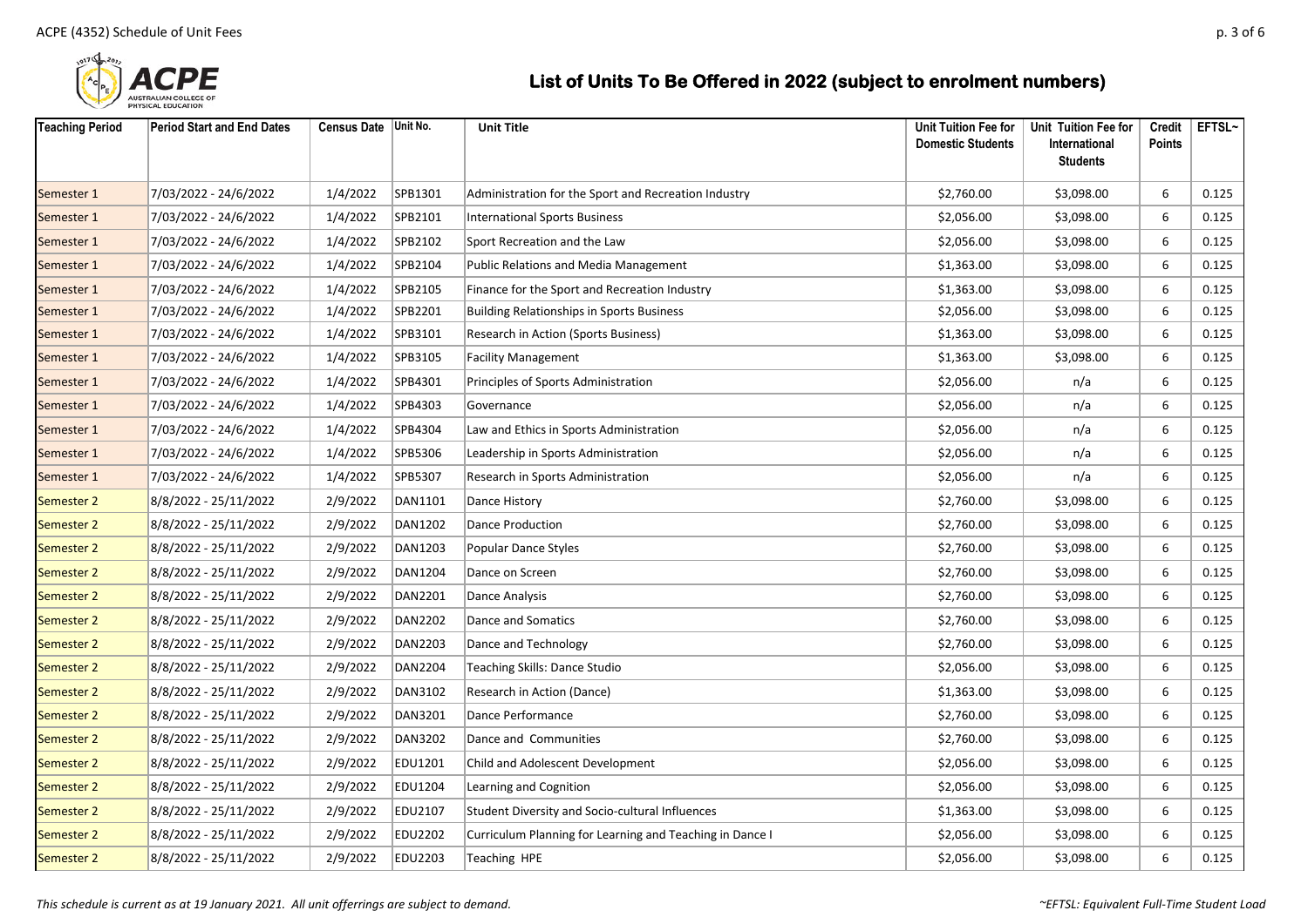## List of Units To Be Offered in 2022 (subject to enrolment numbers)

| Teaching Period | Period Start and End Dates | Census Date | Unit No. | Unit Title | Unit Tuition Fee for Domestic Students | Unit Tuition Fee for International Students | Credit Points | EFTSL~ |
|---|---|---|---|---|---|---|---|---|
| Semester 1 | 7/03/2022 - 24/6/2022 | 1/4/2022 | SPB1301 | Administration for the Sport and Recreation Industry | $2,760.00 | $3,098.00 | 6 | 0.125 |
| Semester 1 | 7/03/2022 - 24/6/2022 | 1/4/2022 | SPB2101 | International Sports Business | $2,056.00 | $3,098.00 | 6 | 0.125 |
| Semester 1 | 7/03/2022 - 24/6/2022 | 1/4/2022 | SPB2102 | Sport Recreation and the Law | $2,056.00 | $3,098.00 | 6 | 0.125 |
| Semester 1 | 7/03/2022 - 24/6/2022 | 1/4/2022 | SPB2104 | Public Relations and Media Management | $1,363.00 | $3,098.00 | 6 | 0.125 |
| Semester 1 | 7/03/2022 - 24/6/2022 | 1/4/2022 | SPB2105 | Finance for the Sport and Recreation Industry | $1,363.00 | $3,098.00 | 6 | 0.125 |
| Semester 1 | 7/03/2022 - 24/6/2022 | 1/4/2022 | SPB2201 | Building Relationships in Sports Business | $2,056.00 | $3,098.00 | 6 | 0.125 |
| Semester 1 | 7/03/2022 - 24/6/2022 | 1/4/2022 | SPB3101 | Research in Action (Sports Business) | $1,363.00 | $3,098.00 | 6 | 0.125 |
| Semester 1 | 7/03/2022 - 24/6/2022 | 1/4/2022 | SPB3105 | Facility Management | $1,363.00 | $3,098.00 | 6 | 0.125 |
| Semester 1 | 7/03/2022 - 24/6/2022 | 1/4/2022 | SPB4301 | Principles of Sports Administration | $2,056.00 | n/a | 6 | 0.125 |
| Semester 1 | 7/03/2022 - 24/6/2022 | 1/4/2022 | SPB4303 | Governance | $2,056.00 | n/a | 6 | 0.125 |
| Semester 1 | 7/03/2022 - 24/6/2022 | 1/4/2022 | SPB4304 | Law and Ethics in Sports Administration | $2,056.00 | n/a | 6 | 0.125 |
| Semester 1 | 7/03/2022 - 24/6/2022 | 1/4/2022 | SPB5306 | Leadership in Sports Administration | $2,056.00 | n/a | 6 | 0.125 |
| Semester 1 | 7/03/2022 - 24/6/2022 | 1/4/2022 | SPB5307 | Research in Sports Administration | $2,056.00 | n/a | 6 | 0.125 |
| Semester 2 | 8/8/2022 - 25/11/2022 | 2/9/2022 | DAN1101 | Dance History | $2,760.00 | $3,098.00 | 6 | 0.125 |
| Semester 2 | 8/8/2022 - 25/11/2022 | 2/9/2022 | DAN1202 | Dance Production | $2,760.00 | $3,098.00 | 6 | 0.125 |
| Semester 2 | 8/8/2022 - 25/11/2022 | 2/9/2022 | DAN1203 | Popular Dance Styles | $2,760.00 | $3,098.00 | 6 | 0.125 |
| Semester 2 | 8/8/2022 - 25/11/2022 | 2/9/2022 | DAN1204 | Dance on Screen | $2,760.00 | $3,098.00 | 6 | 0.125 |
| Semester 2 | 8/8/2022 - 25/11/2022 | 2/9/2022 | DAN2201 | Dance Analysis | $2,760.00 | $3,098.00 | 6 | 0.125 |
| Semester 2 | 8/8/2022 - 25/11/2022 | 2/9/2022 | DAN2202 | Dance and Somatics | $2,760.00 | $3,098.00 | 6 | 0.125 |
| Semester 2 | 8/8/2022 - 25/11/2022 | 2/9/2022 | DAN2203 | Dance and Technology | $2,760.00 | $3,098.00 | 6 | 0.125 |
| Semester 2 | 8/8/2022 - 25/11/2022 | 2/9/2022 | DAN2204 | Teaching Skills: Dance Studio | $2,056.00 | $3,098.00 | 6 | 0.125 |
| Semester 2 | 8/8/2022 - 25/11/2022 | 2/9/2022 | DAN3102 | Research in Action (Dance) | $1,363.00 | $3,098.00 | 6 | 0.125 |
| Semester 2 | 8/8/2022 - 25/11/2022 | 2/9/2022 | DAN3201 | Dance Performance | $2,760.00 | $3,098.00 | 6 | 0.125 |
| Semester 2 | 8/8/2022 - 25/11/2022 | 2/9/2022 | DAN3202 | Dance and Communities | $2,760.00 | $3,098.00 | 6 | 0.125 |
| Semester 2 | 8/8/2022 - 25/11/2022 | 2/9/2022 | EDU1201 | Child and Adolescent Development | $2,056.00 | $3,098.00 | 6 | 0.125 |
| Semester 2 | 8/8/2022 - 25/11/2022 | 2/9/2022 | EDU1204 | Learning and Cognition | $2,056.00 | $3,098.00 | 6 | 0.125 |
| Semester 2 | 8/8/2022 - 25/11/2022 | 2/9/2022 | EDU2107 | Student Diversity and Socio-cultural Influences | $1,363.00 | $3,098.00 | 6 | 0.125 |
| Semester 2 | 8/8/2022 - 25/11/2022 | 2/9/2022 | EDU2202 | Curriculum Planning for Learning and Teaching in Dance I | $2,056.00 | $3,098.00 | 6 | 0.125 |
| Semester 2 | 8/8/2022 - 25/11/2022 | 2/9/2022 | EDU2203 | Teaching HPE | $2,056.00 | $3,098.00 | 6 | 0.125 |

*This schedule is current as at 19 January 2021. All unit offerings are subject to demand.*

*~EFTSL: Equivalent Full-Time Student Load*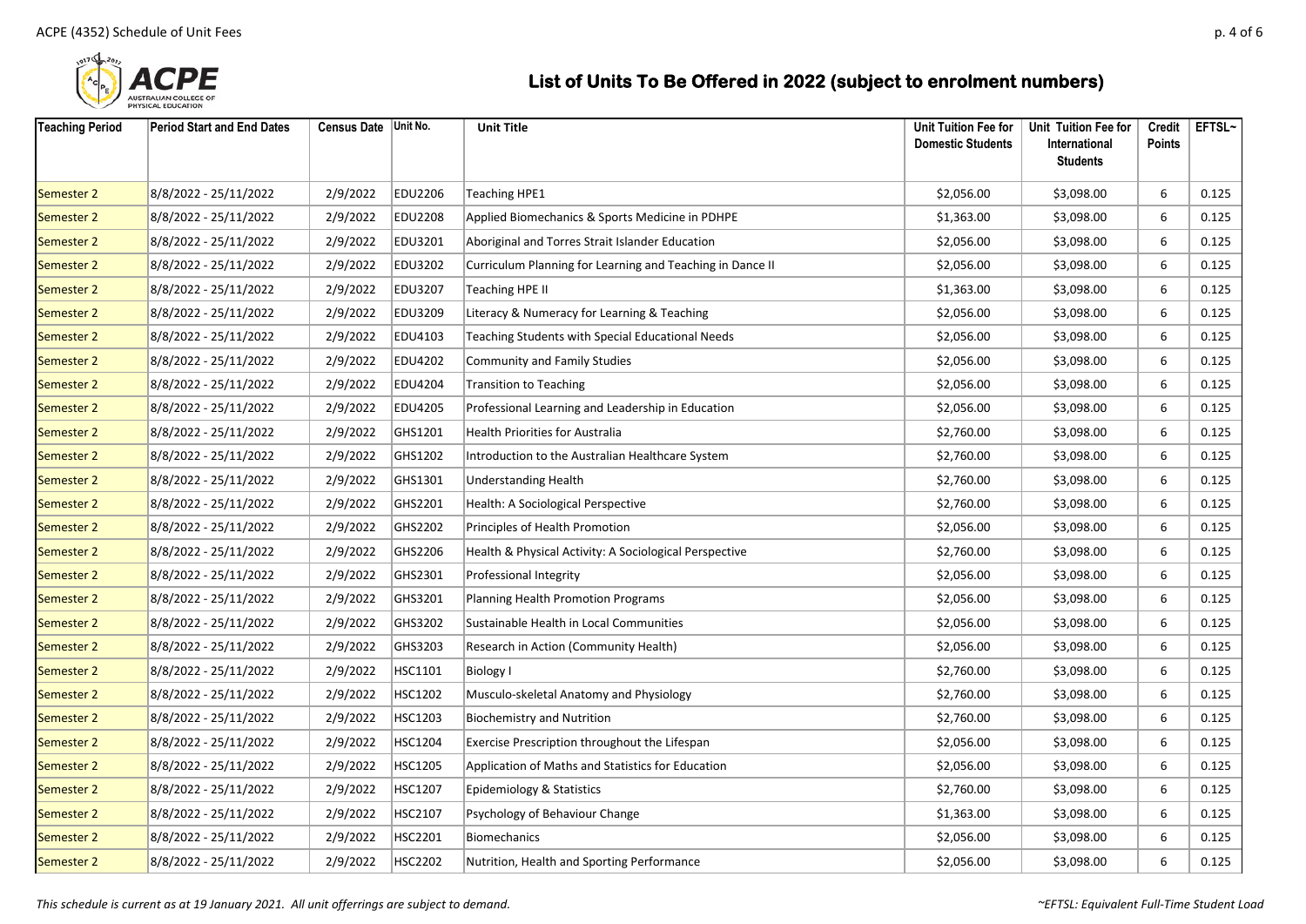## List of Units To Be Offered in 2022 (subject to enrolment numbers)

| Teaching Period | Period Start and End Dates | Census Date | Unit No. | Unit Title | Unit Tuition Fee for Domestic Students | Unit Tuition Fee for International Students | Credit Points | EFTSL~ |
|---|---|---|---|---|---|---|---|---|
| Semester 2 | 8/8/2022 - 25/11/2022 | 2/9/2022 | EDU2206 | Teaching HPE1 | $2,056.00 | $3,098.00 | 6 | 0.125 |
| Semester 2 | 8/8/2022 - 25/11/2022 | 2/9/2022 | EDU2208 | Applied Biomechanics & Sports Medicine in PDHPE | $1,363.00 | $3,098.00 | 6 | 0.125 |
| Semester 2 | 8/8/2022 - 25/11/2022 | 2/9/2022 | EDU3201 | Aboriginal and Torres Strait Islander Education | $2,056.00 | $3,098.00 | 6 | 0.125 |
| Semester 2 | 8/8/2022 - 25/11/2022 | 2/9/2022 | EDU3202 | Curriculum Planning for Learning and Teaching in Dance II | $2,056.00 | $3,098.00 | 6 | 0.125 |
| Semester 2 | 8/8/2022 - 25/11/2022 | 2/9/2022 | EDU3207 | Teaching HPE II | $1,363.00 | $3,098.00 | 6 | 0.125 |
| Semester 2 | 8/8/2022 - 25/11/2022 | 2/9/2022 | EDU3209 | Literacy & Numeracy for Learning & Teaching | $2,056.00 | $3,098.00 | 6 | 0.125 |
| Semester 2 | 8/8/2022 - 25/11/2022 | 2/9/2022 | EDU4103 | Teaching Students with Special Educational Needs | $2,056.00 | $3,098.00 | 6 | 0.125 |
| Semester 2 | 8/8/2022 - 25/11/2022 | 2/9/2022 | EDU4202 | Community and Family Studies | $2,056.00 | $3,098.00 | 6 | 0.125 |
| Semester 2 | 8/8/2022 - 25/11/2022 | 2/9/2022 | EDU4204 | Transition to Teaching | $2,056.00 | $3,098.00 | 6 | 0.125 |
| Semester 2 | 8/8/2022 - 25/11/2022 | 2/9/2022 | EDU4205 | Professional Learning and Leadership in Education | $2,056.00 | $3,098.00 | 6 | 0.125 |
| Semester 2 | 8/8/2022 - 25/11/2022 | 2/9/2022 | GHS1201 | Health Priorities for Australia | $2,760.00 | $3,098.00 | 6 | 0.125 |
| Semester 2 | 8/8/2022 - 25/11/2022 | 2/9/2022 | GHS1202 | Introduction to the Australian Healthcare System | $2,760.00 | $3,098.00 | 6 | 0.125 |
| Semester 2 | 8/8/2022 - 25/11/2022 | 2/9/2022 | GHS1301 | Understanding Health | $2,760.00 | $3,098.00 | 6 | 0.125 |
| Semester 2 | 8/8/2022 - 25/11/2022 | 2/9/2022 | GHS2201 | Health: A Sociological Perspective | $2,760.00 | $3,098.00 | 6 | 0.125 |
| Semester 2 | 8/8/2022 - 25/11/2022 | 2/9/2022 | GHS2202 | Principles of Health Promotion | $2,056.00 | $3,098.00 | 6 | 0.125 |
| Semester 2 | 8/8/2022 - 25/11/2022 | 2/9/2022 | GHS2206 | Health & Physical Activity: A Sociological Perspective | $2,760.00 | $3,098.00 | 6 | 0.125 |
| Semester 2 | 8/8/2022 - 25/11/2022 | 2/9/2022 | GHS2301 | Professional Integrity | $2,056.00 | $3,098.00 | 6 | 0.125 |
| Semester 2 | 8/8/2022 - 25/11/2022 | 2/9/2022 | GHS3201 | Planning Health Promotion Programs | $2,056.00 | $3,098.00 | 6 | 0.125 |
| Semester 2 | 8/8/2022 - 25/11/2022 | 2/9/2022 | GHS3202 | Sustainable Health in Local Communities | $2,056.00 | $3,098.00 | 6 | 0.125 |
| Semester 2 | 8/8/2022 - 25/11/2022 | 2/9/2022 | GHS3203 | Research in Action (Community Health) | $2,056.00 | $3,098.00 | 6 | 0.125 |
| Semester 2 | 8/8/2022 - 25/11/2022 | 2/9/2022 | HSC1101 | Biology I | $2,760.00 | $3,098.00 | 6 | 0.125 |
| Semester 2 | 8/8/2022 - 25/11/2022 | 2/9/2022 | HSC1202 | Musculo-skeletal Anatomy and Physiology | $2,760.00 | $3,098.00 | 6 | 0.125 |
| Semester 2 | 8/8/2022 - 25/11/2022 | 2/9/2022 | HSC1203 | Biochemistry and Nutrition | $2,760.00 | $3,098.00 | 6 | 0.125 |
| Semester 2 | 8/8/2022 - 25/11/2022 | 2/9/2022 | HSC1204 | Exercise Prescription throughout the Lifespan | $2,056.00 | $3,098.00 | 6 | 0.125 |
| Semester 2 | 8/8/2022 - 25/11/2022 | 2/9/2022 | HSC1205 | Application of Maths and Statistics for Education | $2,056.00 | $3,098.00 | 6 | 0.125 |
| Semester 2 | 8/8/2022 - 25/11/2022 | 2/9/2022 | HSC1207 | Epidemiology & Statistics | $2,760.00 | $3,098.00 | 6 | 0.125 |
| Semester 2 | 8/8/2022 - 25/11/2022 | 2/9/2022 | HSC2107 | Psychology of Behaviour Change | $1,363.00 | $3,098.00 | 6 | 0.125 |
| Semester 2 | 8/8/2022 - 25/11/2022 | 2/9/2022 | HSC2201 | Biomechanics | $2,056.00 | $3,098.00 | 6 | 0.125 |
| Semester 2 | 8/8/2022 - 25/11/2022 | 2/9/2022 | HSC2202 | Nutrition, Health and Sporting Performance | $2,056.00 | $3,098.00 | 6 | 0.125 |

*This schedule is current as at 19 January 2021. All unit offerings are subject to demand.*

*~EFTSL: Equivalent Full-Time Student Load*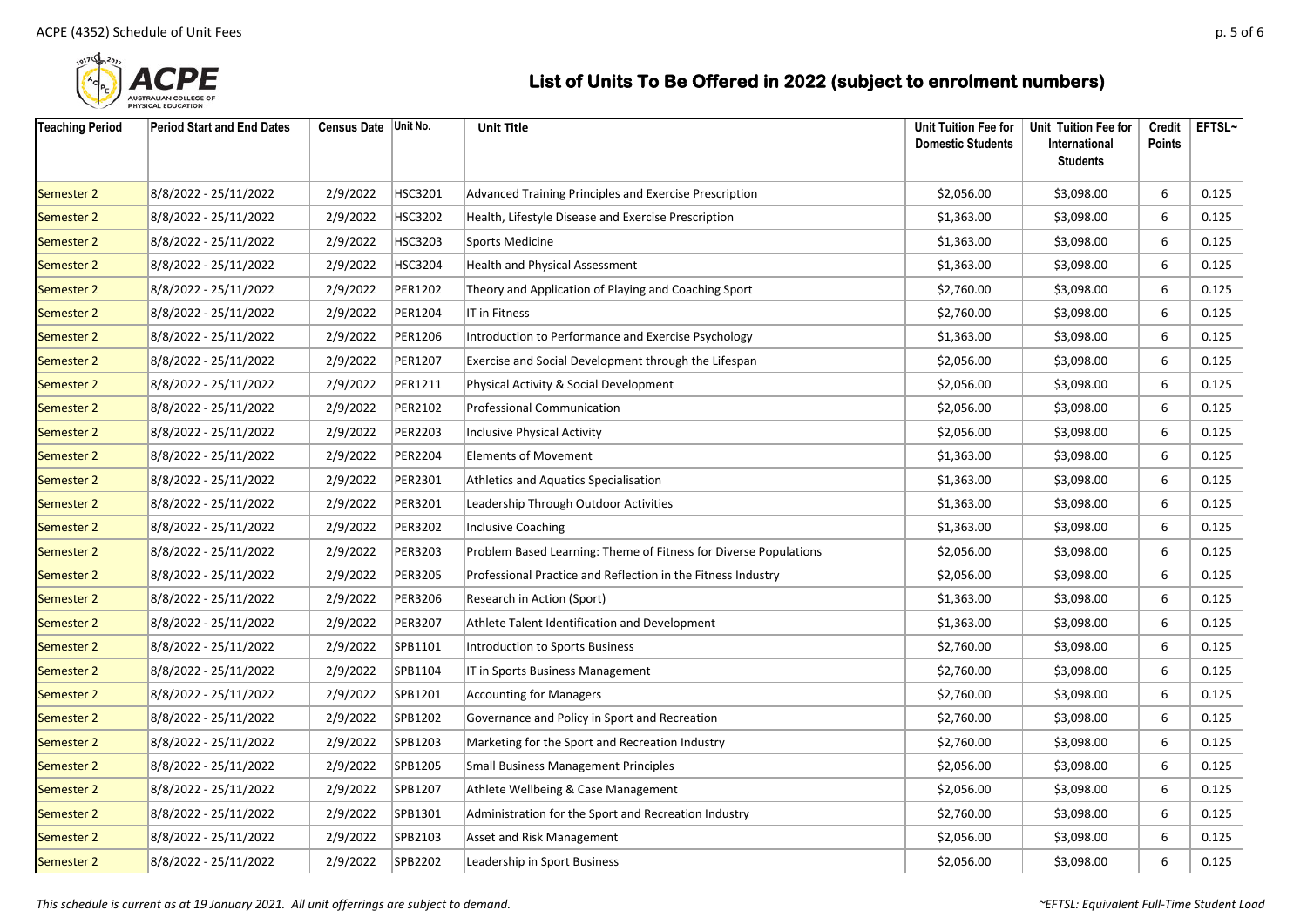## List of Units To Be Offered in 2022 (subject to enrolment numbers)

| Teaching Period | Period Start and End Dates | Census Date | Unit No. | Unit Title | Unit Tuition Fee for Domestic Students | Unit Tuition Fee for International Students | Credit Points | EFTSL~ |
|---|---|---|---|---|---|---|---|---|
| Semester 2 | 8/8/2022 - 25/11/2022 | 2/9/2022 | HSC3201 | Advanced Training Principles and Exercise Prescription | $2,056.00 | $3,098.00 | 6 | 0.125 |
| Semester 2 | 8/8/2022 - 25/11/2022 | 2/9/2022 | HSC3202 | Health, Lifestyle Disease and Exercise Prescription | $1,363.00 | $3,098.00 | 6 | 0.125 |
| Semester 2 | 8/8/2022 - 25/11/2022 | 2/9/2022 | HSC3203 | Sports Medicine | $1,363.00 | $3,098.00 | 6 | 0.125 |
| Semester 2 | 8/8/2022 - 25/11/2022 | 2/9/2022 | HSC3204 | Health and Physical Assessment | $1,363.00 | $3,098.00 | 6 | 0.125 |
| Semester 2 | 8/8/2022 - 25/11/2022 | 2/9/2022 | PER1202 | Theory and Application of Playing and Coaching Sport | $2,760.00 | $3,098.00 | 6 | 0.125 |
| Semester 2 | 8/8/2022 - 25/11/2022 | 2/9/2022 | PER1204 | IT in Fitness | $2,760.00 | $3,098.00 | 6 | 0.125 |
| Semester 2 | 8/8/2022 - 25/11/2022 | 2/9/2022 | PER1206 | Introduction to Performance and Exercise Psychology | $1,363.00 | $3,098.00 | 6 | 0.125 |
| Semester 2 | 8/8/2022 - 25/11/2022 | 2/9/2022 | PER1207 | Exercise and Social Development through the Lifespan | $2,056.00 | $3,098.00 | 6 | 0.125 |
| Semester 2 | 8/8/2022 - 25/11/2022 | 2/9/2022 | PER1211 | Physical Activity & Social Development | $2,056.00 | $3,098.00 | 6 | 0.125 |
| Semester 2 | 8/8/2022 - 25/11/2022 | 2/9/2022 | PER2102 | Professional Communication | $2,056.00 | $3,098.00 | 6 | 0.125 |
| Semester 2 | 8/8/2022 - 25/11/2022 | 2/9/2022 | PER2203 | Inclusive Physical Activity | $2,056.00 | $3,098.00 | 6 | 0.125 |
| Semester 2 | 8/8/2022 - 25/11/2022 | 2/9/2022 | PER2204 | Elements of Movement | $1,363.00 | $3,098.00 | 6 | 0.125 |
| Semester 2 | 8/8/2022 - 25/11/2022 | 2/9/2022 | PER2301 | Athletics and Aquatics Specialisation | $1,363.00 | $3,098.00 | 6 | 0.125 |
| Semester 2 | 8/8/2022 - 25/11/2022 | 2/9/2022 | PER3201 | Leadership Through Outdoor Activities | $1,363.00 | $3,098.00 | 6 | 0.125 |
| Semester 2 | 8/8/2022 - 25/11/2022 | 2/9/2022 | PER3202 | Inclusive Coaching | $1,363.00 | $3,098.00 | 6 | 0.125 |
| Semester 2 | 8/8/2022 - 25/11/2022 | 2/9/2022 | PER3203 | Problem Based Learning: Theme of Fitness for Diverse Populations | $2,056.00 | $3,098.00 | 6 | 0.125 |
| Semester 2 | 8/8/2022 - 25/11/2022 | 2/9/2022 | PER3205 | Professional Practice and Reflection in the Fitness Industry | $2,056.00 | $3,098.00 | 6 | 0.125 |
| Semester 2 | 8/8/2022 - 25/11/2022 | 2/9/2022 | PER3206 | Research in Action (Sport) | $1,363.00 | $3,098.00 | 6 | 0.125 |
| Semester 2 | 8/8/2022 - 25/11/2022 | 2/9/2022 | PER3207 | Athlete Talent Identification and Development | $1,363.00 | $3,098.00 | 6 | 0.125 |
| Semester 2 | 8/8/2022 - 25/11/2022 | 2/9/2022 | SPB1101 | Introduction to Sports Business | $2,760.00 | $3,098.00 | 6 | 0.125 |
| Semester 2 | 8/8/2022 - 25/11/2022 | 2/9/2022 | SPB1104 | IT in Sports Business Management | $2,760.00 | $3,098.00 | 6 | 0.125 |
| Semester 2 | 8/8/2022 - 25/11/2022 | 2/9/2022 | SPB1201 | Accounting for Managers | $2,760.00 | $3,098.00 | 6 | 0.125 |
| Semester 2 | 8/8/2022 - 25/11/2022 | 2/9/2022 | SPB1202 | Governance and Policy in Sport and Recreation | $2,760.00 | $3,098.00 | 6 | 0.125 |
| Semester 2 | 8/8/2022 - 25/11/2022 | 2/9/2022 | SPB1203 | Marketing for the Sport and Recreation Industry | $2,760.00 | $3,098.00 | 6 | 0.125 |
| Semester 2 | 8/8/2022 - 25/11/2022 | 2/9/2022 | SPB1205 | Small Business Management Principles | $2,056.00 | $3,098.00 | 6 | 0.125 |
| Semester 2 | 8/8/2022 - 25/11/2022 | 2/9/2022 | SPB1207 | Athlete Wellbeing & Case Management | $2,056.00 | $3,098.00 | 6 | 0.125 |
| Semester 2 | 8/8/2022 - 25/11/2022 | 2/9/2022 | SPB1301 | Administration for the Sport and Recreation Industry | $2,760.00 | $3,098.00 | 6 | 0.125 |
| Semester 2 | 8/8/2022 - 25/11/2022 | 2/9/2022 | SPB2103 | Asset and Risk Management | $2,056.00 | $3,098.00 | 6 | 0.125 |
| Semester 2 | 8/8/2022 - 25/11/2022 | 2/9/2022 | SPB2202 | Leadership in Sport Business | $2,056.00 | $3,098.00 | 6 | 0.125 |

*This schedule is current as at 19 January 2021. All unit offerrings are subject to demand.*

*~EFTSL: Equivalent Full-Time Student Load*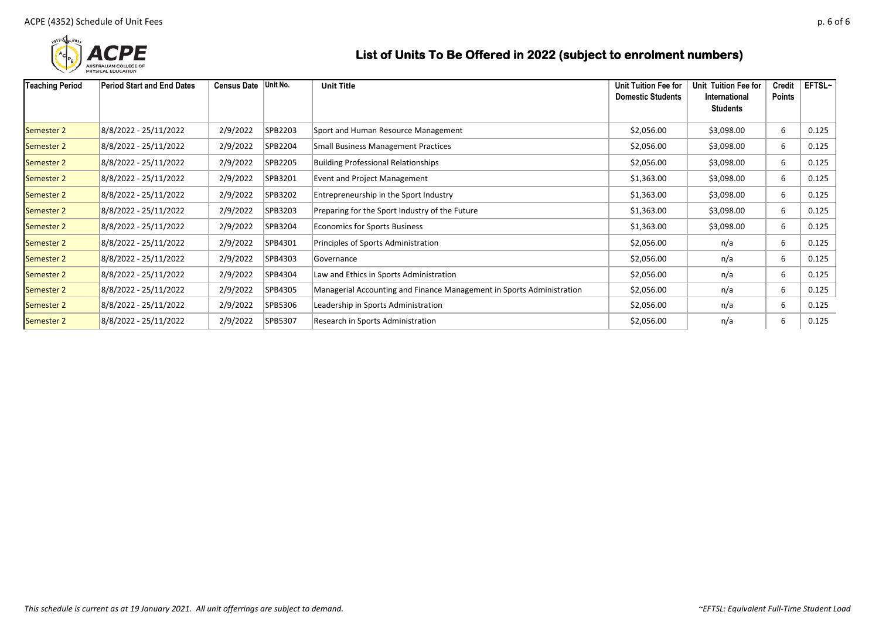# List of Units To Be Offered in 2022 (subject to enrolment numbers)

| Teaching Period | Period Start and End Dates | Census Date | Unit No. | Unit Title | Unit Tuition Fee for Domestic Students | Unit Tuition Fee for International Students | Credit Points | EFTSL~ |
|---|---|---|---|---|---|---|---|---|
| Semester 2 | 8/8/2022 - 25/11/2022 | 2/9/2022 | SPB2203 | Sport and Human Resource Management | $2,056.00 | $3,098.00 | 6 | 0.125 |
| Semester 2 | 8/8/2022 - 25/11/2022 | 2/9/2022 | SPB2204 | Small Business Management Practices | $2,056.00 | $3,098.00 | 6 | 0.125 |
| Semester 2 | 8/8/2022 - 25/11/2022 | 2/9/2022 | SPB2205 | Building Professional Relationships | $2,056.00 | $3,098.00 | 6 | 0.125 |
| Semester 2 | 8/8/2022 - 25/11/2022 | 2/9/2022 | SPB3201 | Event and Project Management | $1,363.00 | $3,098.00 | 6 | 0.125 |
| Semester 2 | 8/8/2022 - 25/11/2022 | 2/9/2022 | SPB3202 | Entrepreneurship in the Sport Industry | $1,363.00 | $3,098.00 | 6 | 0.125 |
| Semester 2 | 8/8/2022 - 25/11/2022 | 2/9/2022 | SPB3203 | Preparing for the Sport Industry of the Future | $1,363.00 | $3,098.00 | 6 | 0.125 |
| Semester 2 | 8/8/2022 - 25/11/2022 | 2/9/2022 | SPB3204 | Economics for Sports Business | $1,363.00 | $3,098.00 | 6 | 0.125 |
| Semester 2 | 8/8/2022 - 25/11/2022 | 2/9/2022 | SPB4301 | Principles of Sports Administration | $2,056.00 | n/a | 6 | 0.125 |
| Semester 2 | 8/8/2022 - 25/11/2022 | 2/9/2022 | SPB4303 | Governance | $2,056.00 | n/a | 6 | 0.125 |
| Semester 2 | 8/8/2022 - 25/11/2022 | 2/9/2022 | SPB4304 | Law and Ethics in Sports Administration | $2,056.00 | n/a | 6 | 0.125 |
| Semester 2 | 8/8/2022 - 25/11/2022 | 2/9/2022 | SPB4305 | Managerial Accounting and Finance Management in Sports Administration | $2,056.00 | n/a | 6 | 0.125 |
| Semester 2 | 8/8/2022 - 25/11/2022 | 2/9/2022 | SPB5306 | Leadership in Sports Administration | $2,056.00 | n/a | 6 | 0.125 |
| Semester 2 | 8/8/2022 - 25/11/2022 | 2/9/2022 | SPB5307 | Research in Sports Administration | $2,056.00 | n/a | 6 | 0.125 |

*This schedule is current as at 19 January 2021. All unit offerrings are subject to demand.*

*~EFTSL: Equivalent Full-Time Student Load*